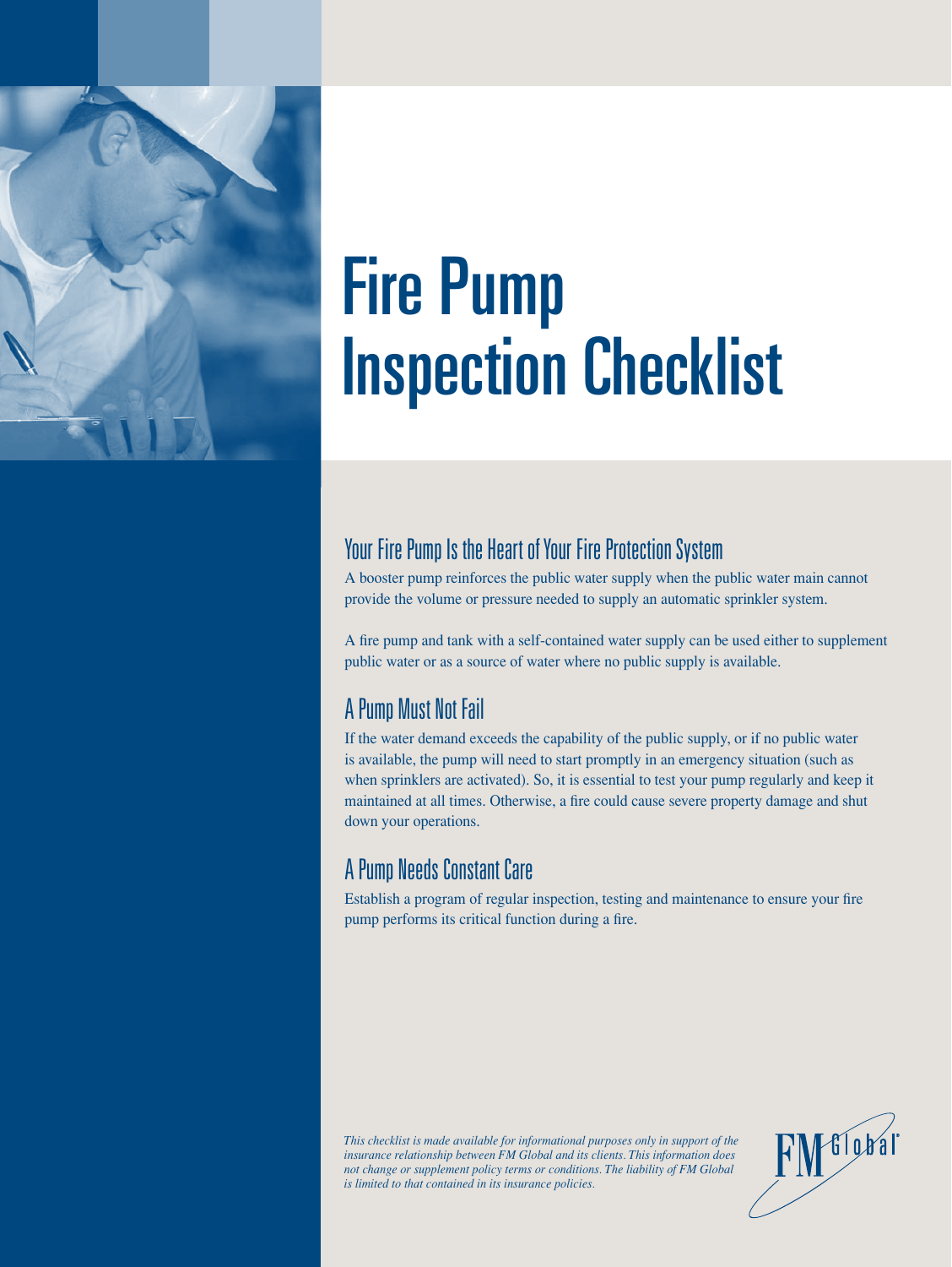# Fire Pump Inspection Checklist

## Your Fire Pump Is the Heart of Your Fire Protection System

A booster pump reinforces the public water supply when the public water main cannot provide the volume or pressure needed to supply an automatic sprinkler system.

A fire pump and tank with a self-contained water supply can be used either to supplement public water or as a source of water where no public supply is available.

## A Pump Must Not Fail

If the water demand exceeds the capability of the public supply, or if no public water is available, the pump will need to start promptly in an emergency situation (such as when sprinklers are activated). So, it is essential to test your pump regularly and keep it maintained at all times. Otherwise, a fire could cause severe property damage and shut down your operations.

## A Pump Needs Constant Care

Establish a program of regular inspection, testing and maintenance to ensure your fire pump performs its critical function during a fire.

*This checklist is made available for informational purposes only in support of the insurance relationship between FM Global and its clients. This information does not change or supplement policy terms or conditions. The liability of FM Global is limited to that contained in its insurance policies.*

FM Global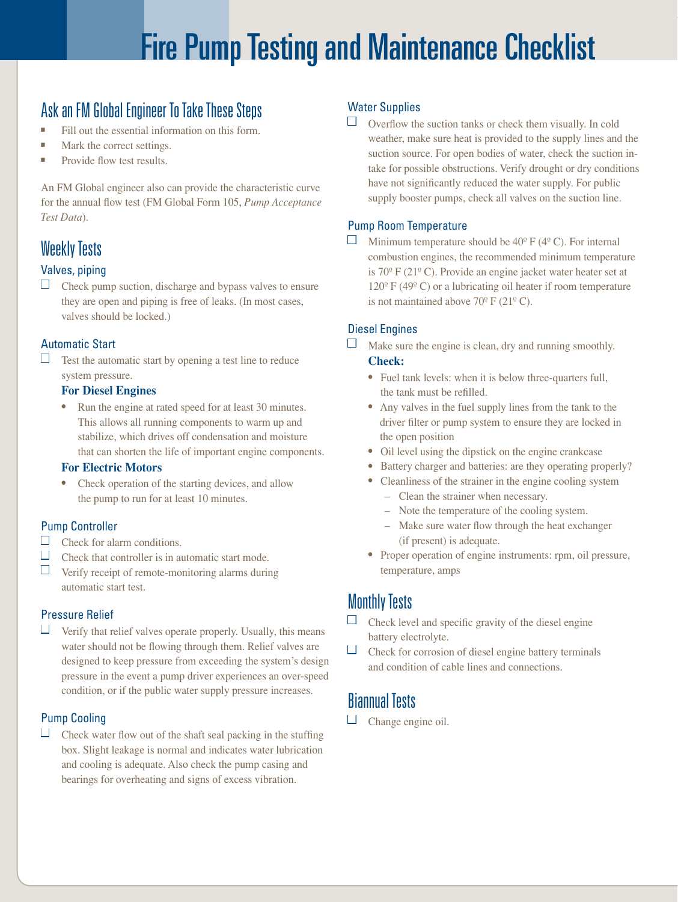# Fire Pump Testing and Maintenance Checklist

## Ask an FM Global Engineer To Take These Steps

- Fill out the essential information on this form.
- Mark the correct settings.
- Provide flow test results.

An FM Global engineer also can provide the characteristic curve for the annual flow test (FM Global Form 105, *Pump Acceptance Test Data*).

## Weekly Tests

### Valves, piping

- [ ] Check pump suction, discharge and bypass valves to ensure they are open and piping is free of leaks. (In most cases, valves should be locked.)

### Automatic Start

- [ ] Test the automatic start by opening a test line to reduce system pressure.

**For Diesel Engines**

- Run the engine at rated speed for at least 30 minutes. This allows all running components to warm up and stabilize, which drives off condensation and moisture that can shorten the life of important engine components.

**For Electric Motors**

- Check operation of the starting devices, and allow the pump to run for at least 10 minutes.

### Pump Controller

- [ ] Check for alarm conditions.
- [ ] Check that controller is in automatic start mode.
- [ ] Verify receipt of remote-monitoring alarms during automatic start test.

### Pressure Relief

- [ ] Verify that relief valves operate properly. Usually, this means water should not be flowing through them. Relief valves are designed to keep pressure from exceeding the system's design pressure in the event a pump driver experiences an over-speed condition, or if the public water supply pressure increases.

### Pump Cooling

- [ ] Check water flow out of the shaft seal packing in the stuffing box. Slight leakage is normal and indicates water lubrication and cooling is adequate. Also check the pump casing and bearings for overheating and signs of excess vibration.

### Water Supplies

- [ ] Overflow the suction tanks or check them visually. In cold weather, make sure heat is provided to the supply lines and the suction source. For open bodies of water, check the suction intake for possible obstructions. Verify drought or dry conditions have not significantly reduced the water supply. For public supply booster pumps, check all valves on the suction line.

### Pump Room Temperature

- [ ] Minimum temperature should be 40º F (4º C). For internal combustion engines, the recommended minimum temperature is 70º F (21º C). Provide an engine jacket water heater set at 120º F (49º C) or a lubricating oil heater if room temperature is not maintained above 70º F (21º C).

### Diesel Engines

- [ ] Make sure the engine is clean, dry and running smoothly.

**Check:**

- Fuel tank levels: when it is below three-quarters full, the tank must be refilled.
- Any valves in the fuel supply lines from the tank to the driver filter or pump system to ensure they are locked in the open position
- Oil level using the dipstick on the engine crankcase
- Battery charger and batteries: are they operating properly?
- Cleanliness of the strainer in the engine cooling system
  - Clean the strainer when necessary.
  - Note the temperature of the cooling system.
  - Make sure water flow through the heat exchanger (if present) is adequate.
- Proper operation of engine instruments: rpm, oil pressure, temperature, amps

## Monthly Tests

- [ ] Check level and specific gravity of the diesel engine battery electrolyte.
- [ ] Check for corrosion of diesel engine battery terminals and condition of cable lines and connections.

## Biannual Tests

- [ ] Change engine oil.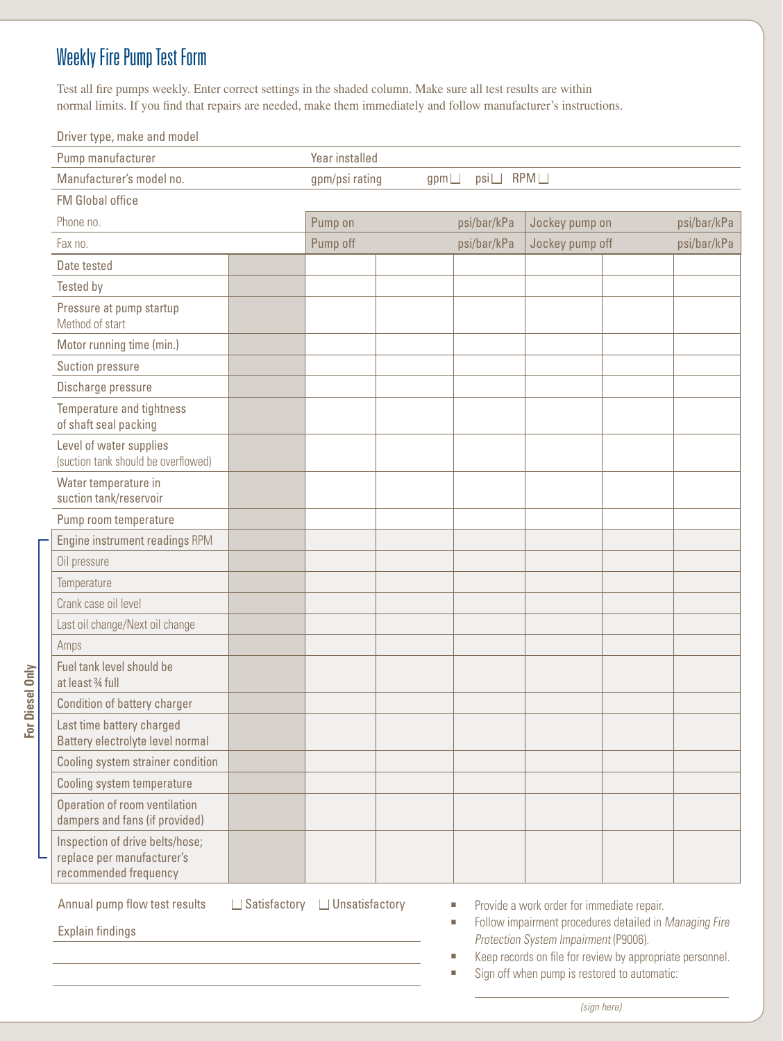# Weekly Fire Pump Test Form

Test all fire pumps weekly. Enter correct settings in the shaded column. Make sure all test results are within normal limits. If you find that repairs are needed, make them immediately and follow manufacturer's instructions.

Driver type, make and model

| Pump manufacturer | Year installed | |
|---|---|---|
| Manufacturer's model no. | gpm/psi rating | gpm☐ psi☐ RPM☐ |
| FM Global office | | |

| Phone no. | Pump on psi/bar/kPa | Jockey pump on psi/bar/kPa |
|---|---|---|
| Fax no. | Pump off psi/bar/kPa | Jockey pump off psi/bar/kPa |

| | Setting | | | | | | |
|---|---|---|---|---|---|---|---|
| Date tested | | | | | | | |
| Tested by | | | | | | | |
| Pressure at pump startup<br>Method of start | | | | | | | |
| Motor running time (min.) | | | | | | | |
| Suction pressure | | | | | | | |
| Discharge pressure | | | | | | | |
| Temperature and tightness of shaft seal packing | | | | | | | |
| Level of water supplies (suction tank should be overflowed) | | | | | | | |
| Water temperature in suction tank/reservoir | | | | | | | |
| Pump room temperature | | | | | | | |
| **For Diesel Only:** | | | | | | | |
| Engine instrument readings RPM | | | | | | | |
| Oil pressure | | | | | | | |
| Temperature | | | | | | | |
| Crank case oil level | | | | | | | |
| Last oil change/Next oil change | | | | | | | |
| Amps | | | | | | | |
| Fuel tank level should be at least ¾ full | | | | | | | |
| Condition of battery charger | | | | | | | |
| Last time battery charged<br>Battery electrolyte level normal | | | | | | | |
| Cooling system strainer condition | | | | | | | |
| Cooling system temperature | | | | | | | |
| Operation of room ventilation dampers and fans (if provided) | | | | | | | |
| Inspection of drive belts/hose; replace per manufacturer's recommended frequency | | | | | | | |

Annual pump flow test results ☐ Satisfactory ☐ Unsatisfactory

Explain findings

______________________________

______________________________

- Provide a work order for immediate repair.
- Follow impairment procedures detailed in *Managing Fire Protection System Impairment* (P9006).
- Keep records on file for review by appropriate personnel.
- Sign off when pump is restored to automatic:

______________________________
*(sign here)*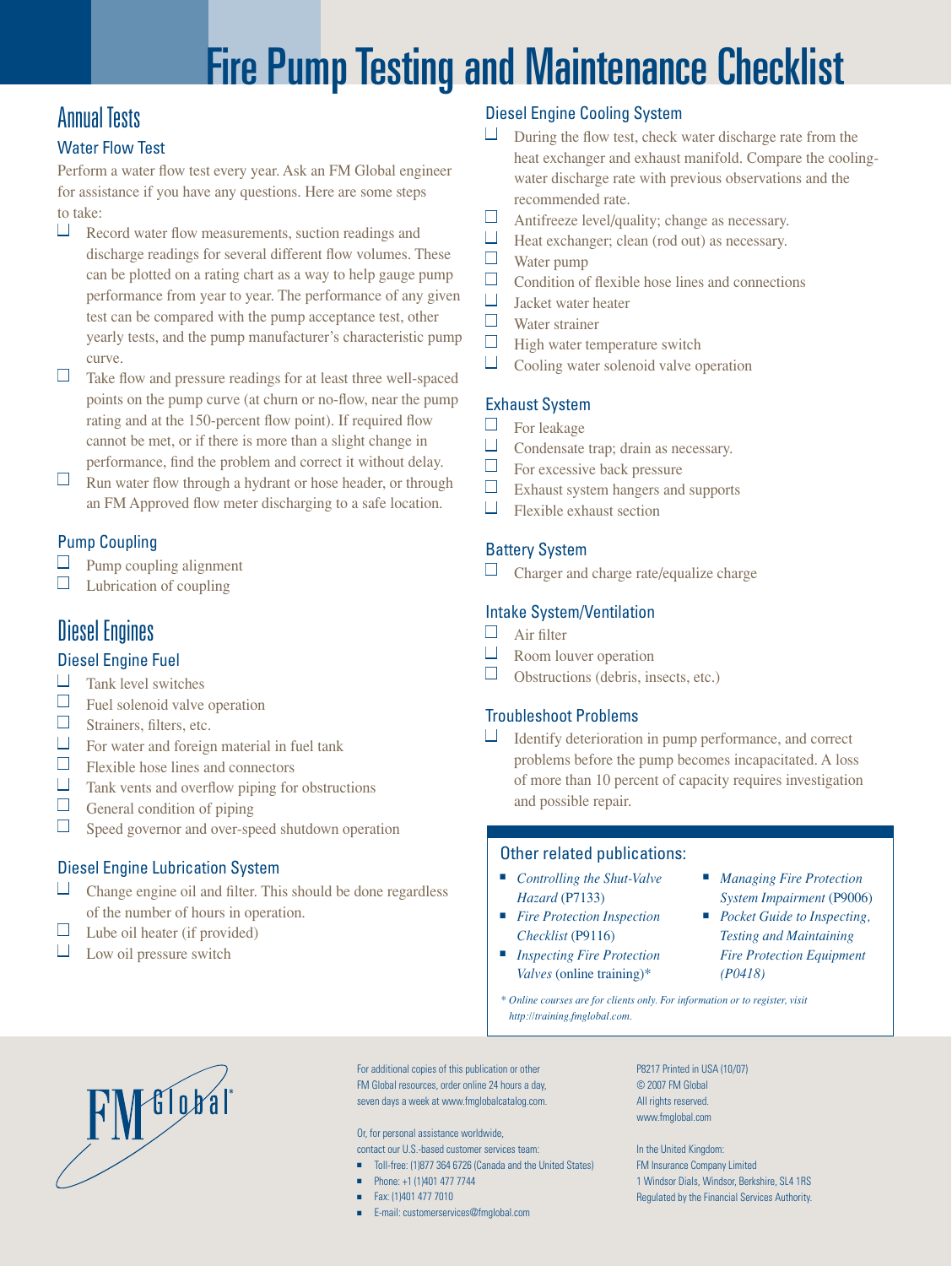# Fire Pump Testing and Maintenance Checklist

## Annual Tests

### Water Flow Test

Perform a water flow test every year. Ask an FM Global engineer for assistance if you have any questions. Here are some steps to take:

- ☐ Record water flow measurements, suction readings and discharge readings for several different flow volumes. These can be plotted on a rating chart as a way to help gauge pump performance from year to year. The performance of any given test can be compared with the pump acceptance test, other yearly tests, and the pump manufacturer's characteristic pump curve.
- ☐ Take flow and pressure readings for at least three well-spaced points on the pump curve (at churn or no-flow, near the pump rating and at the 150-percent flow point). If required flow cannot be met, or if there is more than a slight change in performance, find the problem and correct it without delay.
- ☐ Run water flow through a hydrant or hose header, or through an FM Approved flow meter discharging to a safe location.

### Pump Coupling

- ☐ Pump coupling alignment
- ☐ Lubrication of coupling

## Diesel Engines

### Diesel Engine Fuel

- ☐ Tank level switches
- ☐ Fuel solenoid valve operation
- ☐ Strainers, filters, etc.
- ☐ For water and foreign material in fuel tank
- ☐ Flexible hose lines and connectors
- ☐ Tank vents and overflow piping for obstructions
- ☐ General condition of piping
- ☐ Speed governor and over-speed shutdown operation

### Diesel Engine Lubrication System

- ☐ Change engine oil and filter. This should be done regardless of the number of hours in operation.
- ☐ Lube oil heater (if provided)
- ☐ Low oil pressure switch

### Diesel Engine Cooling System

- ☐ During the flow test, check water discharge rate from the heat exchanger and exhaust manifold. Compare the cooling-water discharge rate with previous observations and the recommended rate.
- ☐ Antifreeze level/quality; change as necessary.
- ☐ Heat exchanger; clean (rod out) as necessary.
- ☐ Water pump
- ☐ Condition of flexible hose lines and connections
- ☐ Jacket water heater
- ☐ Water strainer
- ☐ High water temperature switch
- ☐ Cooling water solenoid valve operation

### Exhaust System

- ☐ For leakage
- ☐ Condensate trap; drain as necessary.
- ☐ For excessive back pressure
- ☐ Exhaust system hangers and supports
- ☐ Flexible exhaust section

### Battery System

- ☐ Charger and charge rate/equalize charge

### Intake System/Ventilation

- ☐ Air filter
- ☐ Room louver operation
- ☐ Obstructions (debris, insects, etc.)

### Troubleshoot Problems

- ☐ Identify deterioration in pump performance, and correct problems before the pump becomes incapacitated. A loss of more than 10 percent of capacity requires investigation and possible repair.

### Other related publications:

- *Controlling the Shut-Valve Hazard* (P7133)
- *Fire Protection Inspection Checklist* (P9116)
- *Inspecting Fire Protection Valves* (online training)*
- *Managing Fire Protection System Impairment* (P9006)
- *Pocket Guide to Inspecting, Testing and Maintaining Fire Protection Equipment (P0418)*

*\* Online courses are for clients only. For information or to register, visit http://training.fmglobal.com.*

FM Global

For additional copies of this publication or other FM Global resources, order online 24 hours a day, seven days a week at www.fmglobalcatalog.com.

Or, for personal assistance worldwide, contact our U.S.-based customer services team:

- Toll-free: (1)877 364 6726 (Canada and the United States)
- Phone: +1 (1)401 477 7744
- Fax: (1)401 477 7010
- E-mail: customerservices@fmglobal.com

P8217 Printed in USA (10/07)
© 2007 FM Global
All rights reserved.
www.fmglobal.com

In the United Kingdom:
FM Insurance Company Limited
1 Windsor Dials, Windsor, Berkshire, SL4 1RS
Regulated by the Financial Services Authority.